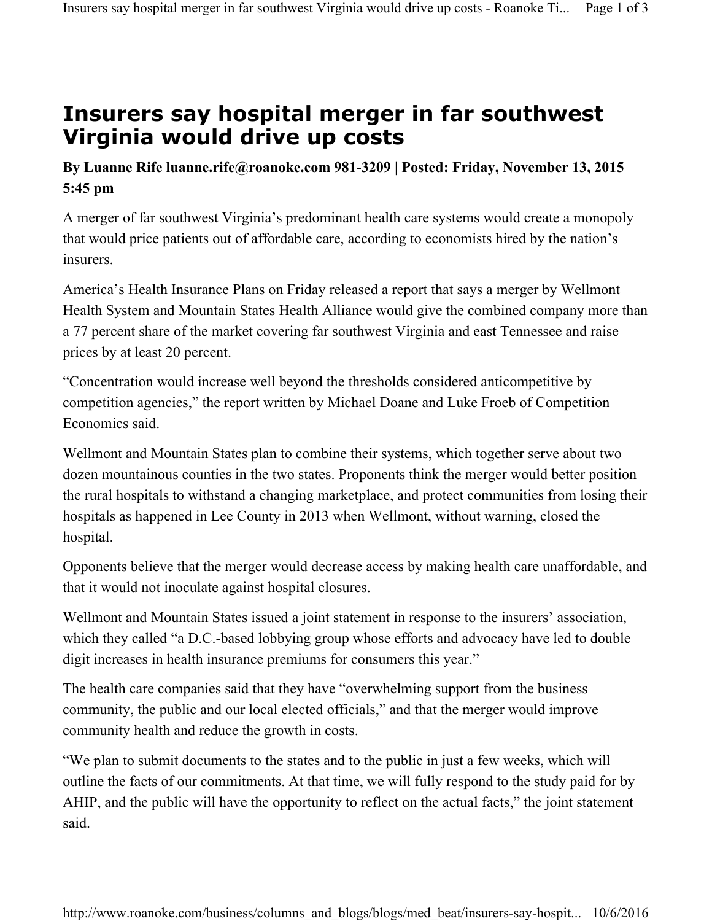# Insurers say hospital merger in far southwest Virginia would drive up costs

**By Luanne Rife luanne.rife@roanoke.com 981-3209 | Posted: Friday, November 13, 2015 5:45 pm**

A merger of far southwest Virginia's predominant health care systems would create a monopoly that would price patients out of affordable care, according to economists hired by the nation's insurers.

America's Health Insurance Plans on Friday released a report that says a merger by Wellmont Health System and Mountain States Health Alliance would give the combined company more than a 77 percent share of the market covering far southwest Virginia and east Tennessee and raise prices by at least 20 percent.

"Concentration would increase well beyond the thresholds considered anticompetitive by competition agencies," the report written by Michael Doane and Luke Froeb of Competition Economics said.

Wellmont and Mountain States plan to combine their systems, which together serve about two dozen mountainous counties in the two states. Proponents think the merger would better position the rural hospitals to withstand a changing marketplace, and protect communities from losing their hospitals as happened in Lee County in 2013 when Wellmont, without warning, closed the hospital.

Opponents believe that the merger would decrease access by making health care unaffordable, and that it would not inoculate against hospital closures.

Wellmont and Mountain States issued a joint statement in response to the insurers' association, which they called "a D.C.-based lobbying group whose efforts and advocacy have led to double digit increases in health insurance premiums for consumers this year."

The health care companies said that they have "overwhelming support from the business community, the public and our local elected officials," and that the merger would improve community health and reduce the growth in costs.

"We plan to submit documents to the states and to the public in just a few weeks, which will outline the facts of our commitments. At that time, we will fully respond to the study paid for by AHIP, and the public will have the opportunity to reflect on the actual facts," the joint statement said.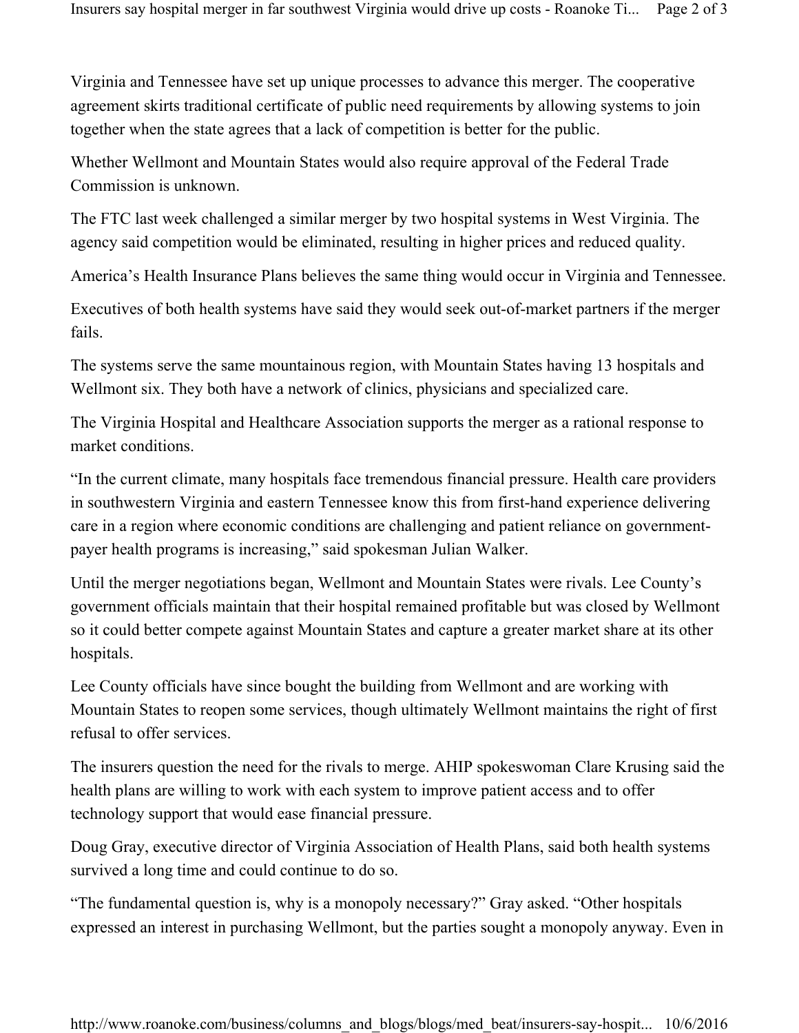Virginia and Tennessee have set up unique processes to advance this merger. The cooperative agreement skirts traditional certificate of public need requirements by allowing systems to join together when the state agrees that a lack of competition is better for the public.

Whether Wellmont and Mountain States would also require approval of the Federal Trade Commission is unknown.

The FTC last week challenged a similar merger by two hospital systems in West Virginia. The agency said competition would be eliminated, resulting in higher prices and reduced quality.

America's Health Insurance Plans believes the same thing would occur in Virginia and Tennessee.

Executives of both health systems have said they would seek out-of-market partners if the merger fails.

The systems serve the same mountainous region, with Mountain States having 13 hospitals and Wellmont six. They both have a network of clinics, physicians and specialized care.

The Virginia Hospital and Healthcare Association supports the merger as a rational response to market conditions.

"In the current climate, many hospitals face tremendous financial pressure. Health care providers in southwestern Virginia and eastern Tennessee know this from first-hand experience delivering care in a region where economic conditions are challenging and patient reliance on government-payer health programs is increasing," said spokesman Julian Walker.

Until the merger negotiations began, Wellmont and Mountain States were rivals. Lee County's government officials maintain that their hospital remained profitable but was closed by Wellmont so it could better compete against Mountain States and capture a greater market share at its other hospitals.

Lee County officials have since bought the building from Wellmont and are working with Mountain States to reopen some services, though ultimately Wellmont maintains the right of first refusal to offer services.

The insurers question the need for the rivals to merge. AHIP spokeswoman Clare Krusing said the health plans are willing to work with each system to improve patient access and to offer technology support that would ease financial pressure.

Doug Gray, executive director of Virginia Association of Health Plans, said both health systems survived a long time and could continue to do so.

"The fundamental question is, why is a monopoly necessary?" Gray asked. "Other hospitals expressed an interest in purchasing Wellmont, but the parties sought a monopoly anyway. Even in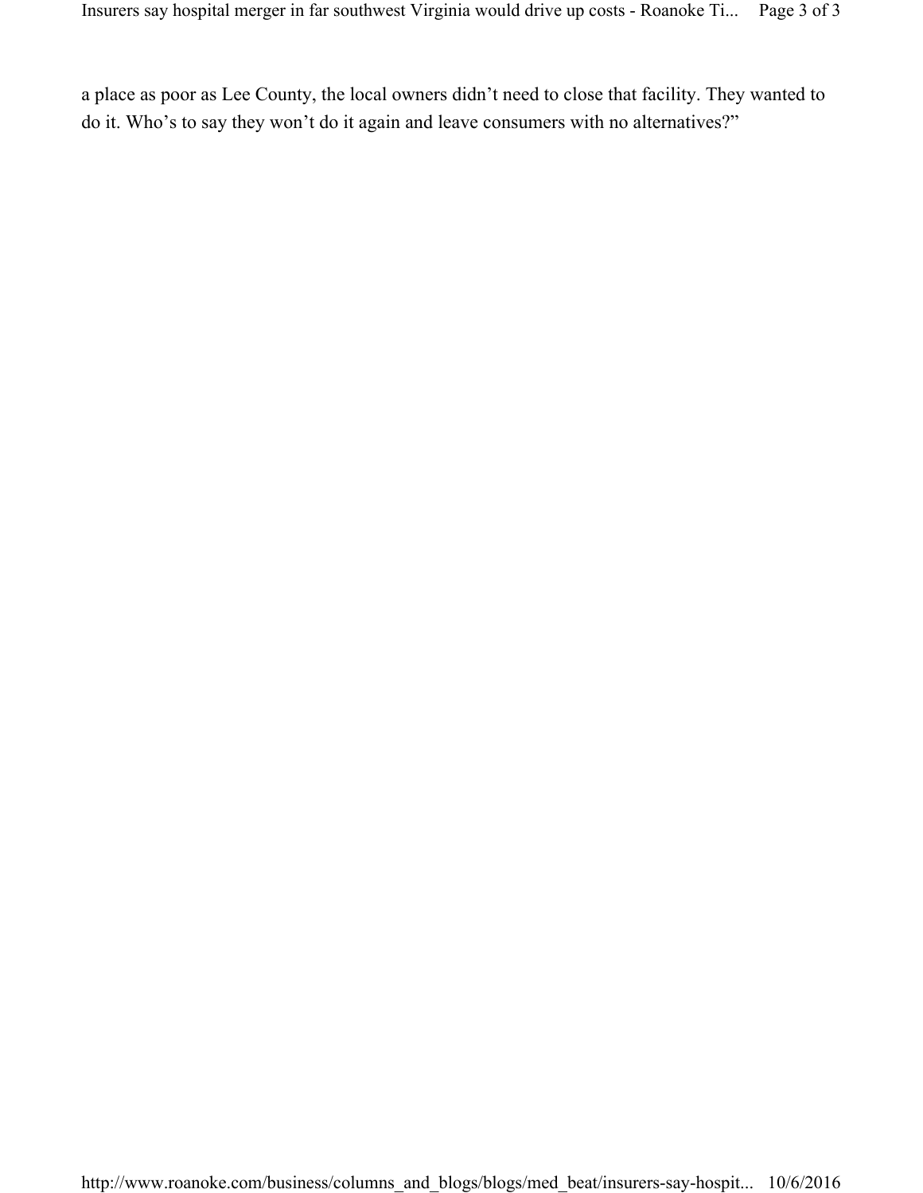a place as poor as Lee County, the local owners didn't need to close that facility. They wanted to do it. Who's to say they won't do it again and leave consumers with no alternatives?"